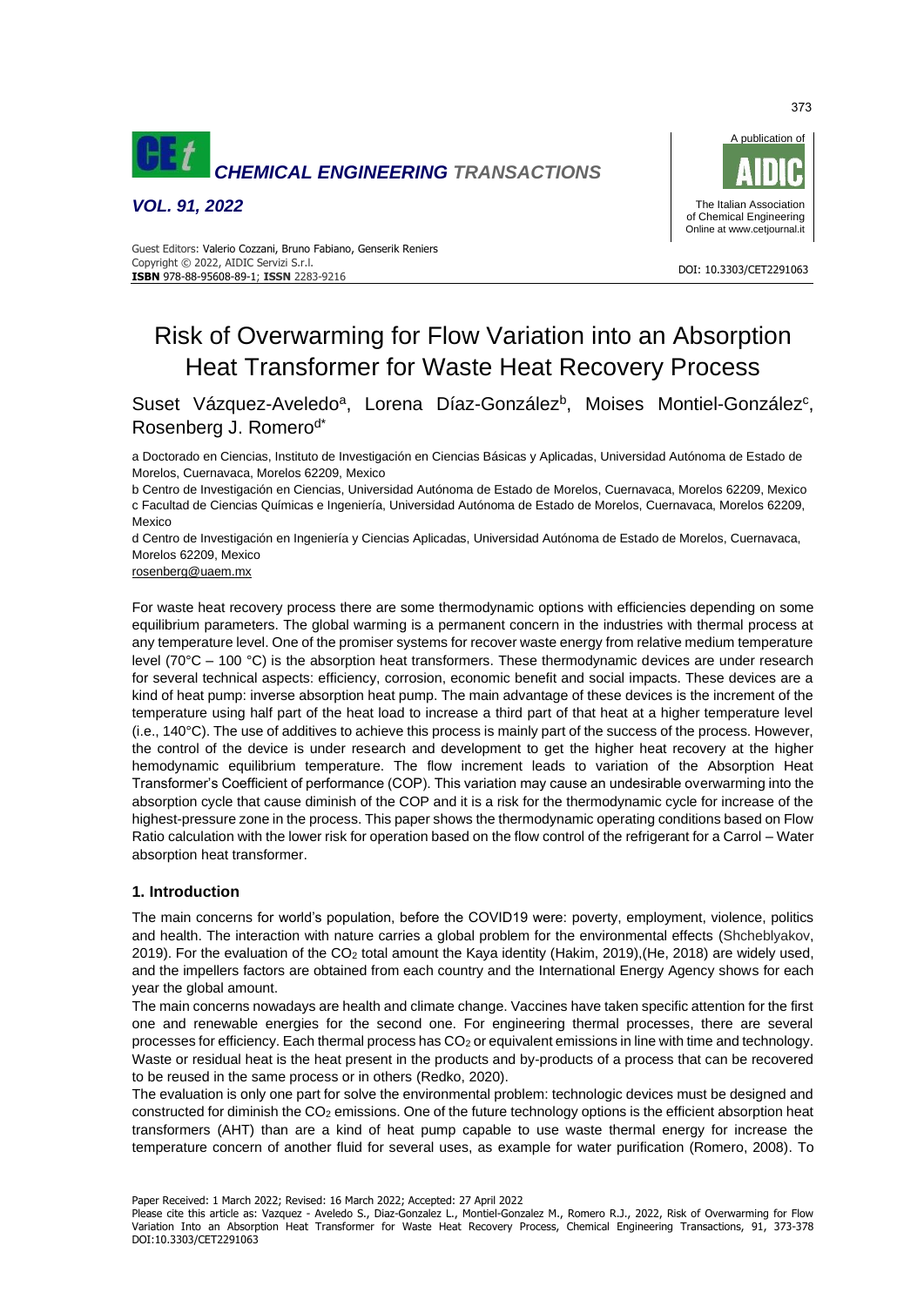# Risk of Overwarming for Flow Variation into an Absorption Heat Transformer for Waste Heat Recovery Process

Suset Vázquez-Aveledo[a], Lorena Díaz-González[b], Moises Montiel-González[c], Rosenberg J. Romero[d*]

a Doctorado en Ciencias, Instituto de Investigación en Ciencias Básicas y Aplicadas, Universidad Autónoma de Estado de Morelos, Cuernavaca, Morelos 62209, Mexico

b Centro de Investigación en Ciencias, Universidad Autónoma de Estado de Morelos, Cuernavaca, Morelos 62209, Mexico

c Facultad de Ciencias Químicas e Ingeniería, Universidad Autónoma de Estado de Morelos, Cuernavaca, Morelos 62209, Mexico

d Centro de Investigación en Ingeniería y Ciencias Aplicadas, Universidad Autónoma de Estado de Morelos, Cuernavaca, Morelos 62209, Mexico

rosenberg@uaem.mx

For waste heat recovery process there are some thermodynamic options with efficiencies depending on some equilibrium parameters. The global warming is a permanent concern in the industries with thermal process at any temperature level. One of the promiser systems for recover waste energy from relative medium temperature level (70°C – 100 °C) is the absorption heat transformers. These thermodynamic devices are under research for several technical aspects: efficiency, corrosion, economic benefit and social impacts. These devices are a kind of heat pump: inverse absorption heat pump. The main advantage of these devices is the increment of the temperature using half part of the heat load to increase a third part of that heat at a higher temperature level (i.e., 140°C). The use of additives to achieve this process is mainly part of the success of the process. However, the control of the device is under research and development to get the higher heat recovery at the higher hemodynamic equilibrium temperature. The flow increment leads to variation of the Absorption Heat Transformer's Coefficient of performance (COP). This variation may cause an undesirable overwarming into the absorption cycle that cause diminish of the COP and it is a risk for the thermodynamic cycle for increase of the highest-pressure zone in the process. This paper shows the thermodynamic operating conditions based on Flow Ratio calculation with the lower risk for operation based on the flow control of the refrigerant for a Carrol – Water absorption heat transformer.

## 1. Introduction

The main concerns for world's population, before the COVID19 were: poverty, employment, violence, politics and health. The interaction with nature carries a global problem for the environmental effects (Shcheblyakov, 2019). For the evaluation of the $CO_2$ total amount the Kaya identity (Hakim, 2019),(He, 2018) are widely used, and the impellers factors are obtained from each country and the International Energy Agency shows for each year the global amount.

The main concerns nowadays are health and climate change. Vaccines have taken specific attention for the first one and renewable energies for the second one. For engineering thermal processes, there are several processes for efficiency. Each thermal process has $CO_2$ or equivalent emissions in line with time and technology. Waste or residual heat is the heat present in the products and by-products of a process that can be recovered to be reused in the same process or in others (Redko, 2020).

The evaluation is only one part for solve the environmental problem: technologic devices must be designed and constructed for diminish the $CO_2$ emissions. One of the future technology options is the efficient absorption heat transformers (AHT) than are a kind of heat pump capable to use waste thermal energy for increase the temperature concern of another fluid for several uses, as example for water purification (Romero, 2008). To

Paper Received: 1 March 2022; Revised: 16 March 2022; Accepted: 27 April 2022

Please cite this article as: Vazquez - Aveledo S., Diaz-Gonzalez L., Montiel-Gonzalez M., Romero R.J., 2022, Risk of Overwarming for Flow Variation Into an Absorption Heat Transformer for Waste Heat Recovery Process, Chemical Engineering Transactions, 91, 373-378 DOI:10.3303/CET2291063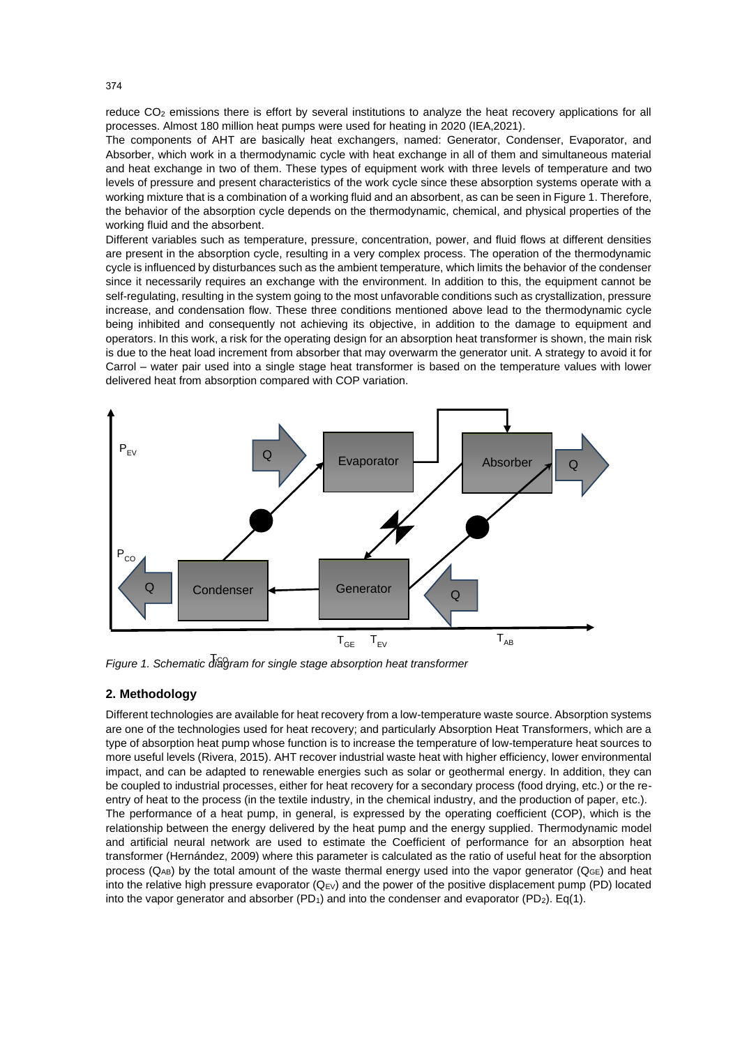reduce $CO_2$ emissions there is effort by several institutions to analyze the heat recovery applications for all processes. Almost 180 million heat pumps were used for heating in 2020 (IEA,2021).

The components of AHT are basically heat exchangers, named: Generator, Condenser, Evaporator, and Absorber, which work in a thermodynamic cycle with heat exchange in all of them and simultaneous material and heat exchange in two of them. These types of equipment work with three levels of temperature and two levels of pressure and present characteristics of the work cycle since these absorption systems operate with a working mixture that is a combination of a working fluid and an absorbent, as can be seen in Figure 1. Therefore, the behavior of the absorption cycle depends on the thermodynamic, chemical, and physical properties of the working fluid and the absorbent.

Different variables such as temperature, pressure, concentration, power, and fluid flows at different densities are present in the absorption cycle, resulting in a very complex process. The operation of the thermodynamic cycle is influenced by disturbances such as the ambient temperature, which limits the behavior of the condenser since it necessarily requires an exchange with the environment. In addition to this, the equipment cannot be self-regulating, resulting in the system going to the most unfavorable conditions such as crystallization, pressure increase, and condensation flow. These three conditions mentioned above lead to the thermodynamic cycle being inhibited and consequently not achieving its objective, in addition to the damage to equipment and operators. In this work, a risk for the operating design for an absorption heat transformer is shown, the main risk is due to the heat load increment from absorber that may overwarm the generator unit. A strategy to avoid it for Carrol – water pair used into a single stage heat transformer is based on the temperature values with lower delivered heat from absorption compared with COP variation.

*Figure 1. Schematic diagram for single stage absorption heat transformer*

## 2. Methodology

Different technologies are available for heat recovery from a low-temperature waste source. Absorption systems are one of the technologies used for heat recovery; and particularly Absorption Heat Transformers, which are a type of absorption heat pump whose function is to increase the temperature of low-temperature heat sources to more useful levels (Rivera, 2015). AHT recover industrial waste heat with higher efficiency, lower environmental impact, and can be adapted to renewable energies such as solar or geothermal energy. In addition, they can be coupled to industrial processes, either for heat recovery for a secondary process (food drying, etc.) or the re-entry of heat to the process (in the textile industry, in the chemical industry, and the production of paper, etc.).

The performance of a heat pump, in general, is expressed by the operating coefficient (COP), which is the relationship between the energy delivered by the heat pump and the energy supplied. Thermodynamic model and artificial neural network are used to estimate the Coefficient of performance for an absorption heat transformer (Hernández, 2009) where this parameter is calculated as the ratio of useful heat for the absorption process ($Q_{AB}$) by the total amount of the waste thermal energy used into the vapor generator ($Q_{GE}$) and heat into the relative high pressure evaporator ($Q_{EV}$) and the power of the positive displacement pump (PD) located into the vapor generator and absorber ($PD_1$) and into the condenser and evaporator ($PD_2$). Eq(1).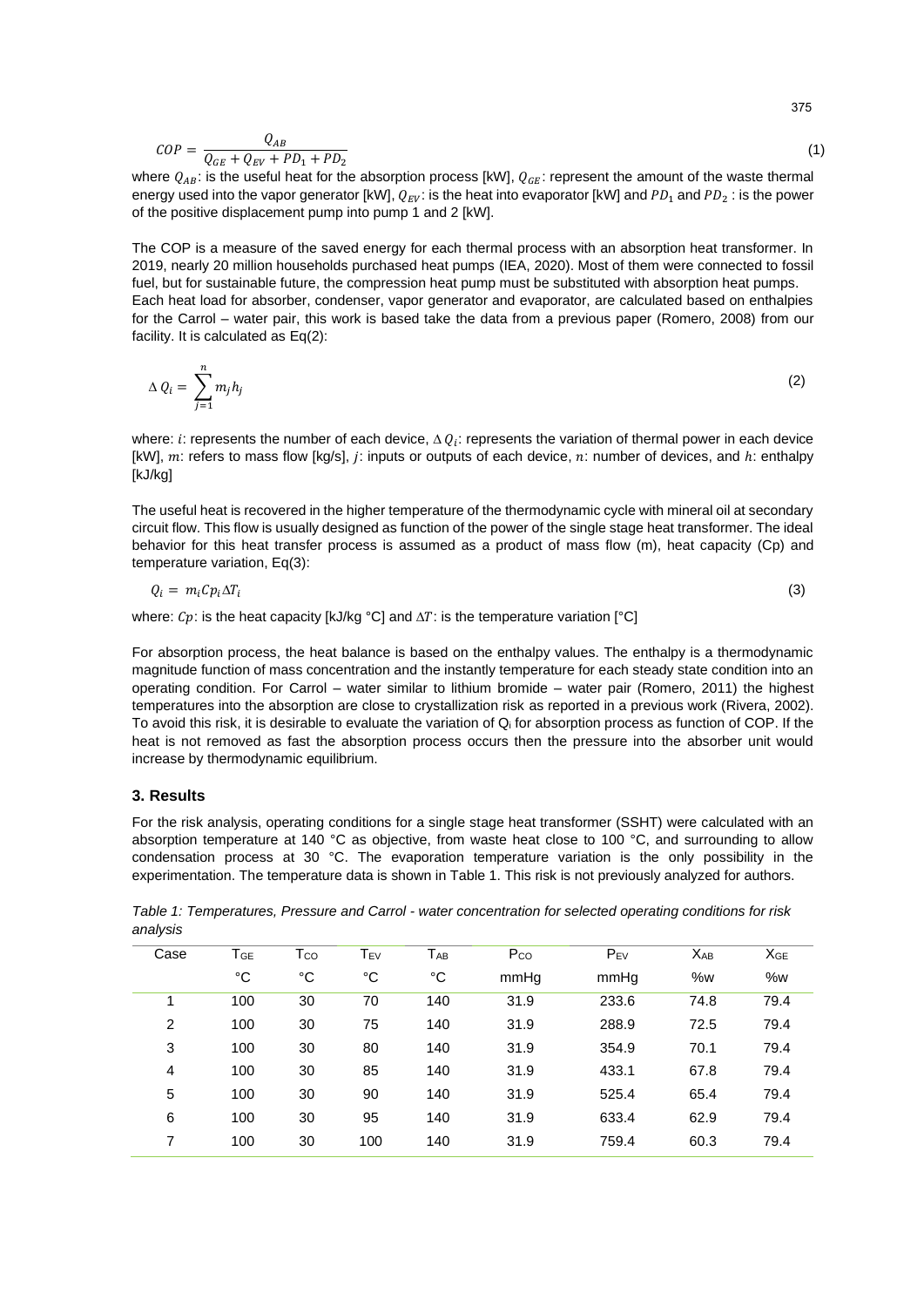$$COP = \frac{Q_{AB}}{Q_{GE} + Q_{EV} + PD_1 + PD_2} \tag{1}$$

where $Q_{AB}$: is the useful heat for the absorption process [kW], $Q_{GE}$: represent the amount of the waste thermal energy used into the vapor generator [kW], $Q_{EV}$: is the heat into evaporator [kW] and $PD_1$ and $PD_2$ : is the power of the positive displacement pump into pump 1 and 2 [kW].

The COP is a measure of the saved energy for each thermal process with an absorption heat transformer. In 2019, nearly 20 million households purchased heat pumps (IEA, 2020). Most of them were connected to fossil fuel, but for sustainable future, the compression heat pump must be substituted with absorption heat pumps. Each heat load for absorber, condenser, vapor generator and evaporator, are calculated based on enthalpies for the Carrol – water pair, this work is based take the data from a previous paper (Romero, 2008) from our facility. It is calculated as Eq(2):

$$\Delta Q_i = \sum_{j=1}^{n} m_j h_j \tag{2}$$

where: $i$: represents the number of each device, $\Delta Q_i$: represents the variation of thermal power in each device [kW], $m$: refers to mass flow [kg/s], $j$: inputs or outputs of each device, $n$: number of devices, and $h$: enthalpy [kJ/kg]

The useful heat is recovered in the higher temperature of the thermodynamic cycle with mineral oil at secondary circuit flow. This flow is usually designed as function of the power of the single stage heat transformer. The ideal behavior for this heat transfer process is assumed as a product of mass flow (m), heat capacity (Cp) and temperature variation, Eq(3):

$$Q_i = m_i Cp_i \Delta T_i \tag{3}$$

where: $Cp$: is the heat capacity [kJ/kg °C] and $\Delta T$: is the temperature variation [°C]

For absorption process, the heat balance is based on the enthalpy values. The enthalpy is a thermodynamic magnitude function of mass concentration and the instantly temperature for each steady state condition into an operating condition. For Carrol – water similar to lithium bromide – water pair (Romero, 2011) the highest temperatures into the absorption are close to crystallization risk as reported in a previous work (Rivera, 2002). To avoid this risk, it is desirable to evaluate the variation of $Q_i$ for absorption process as function of COP. If the heat is not removed as fast the absorption process occurs then the pressure into the absorber unit would increase by thermodynamic equilibrium.

## 3. Results

For the risk analysis, operating conditions for a single stage heat transformer (SSHT) were calculated with an absorption temperature at 140 °C as objective, from waste heat close to 100 °C, and surrounding to allow condensation process at 30 °C. The evaporation temperature variation is the only possibility in the experimentation. The temperature data is shown in Table 1. This risk is not previously analyzed for authors.

*Table 1: Temperatures, Pressure and Carrol - water concentration for selected operating conditions for risk analysis*

| Case | $T_{GE}$ | $T_{CO}$ | $T_{EV}$ | $T_{AB}$ | $P_{CO}$ | $P_{EV}$ | $X_{AB}$ | $X_{GE}$ |
|---|---|---|---|---|---|---|---|---|
| | °C | °C | °C | °C | mmHg | mmHg | %w | %w |
| 1 | 100 | 30 | 70 | 140 | 31.9 | 233.6 | 74.8 | 79.4 |
| 2 | 100 | 30 | 75 | 140 | 31.9 | 288.9 | 72.5 | 79.4 |
| 3 | 100 | 30 | 80 | 140 | 31.9 | 354.9 | 70.1 | 79.4 |
| 4 | 100 | 30 | 85 | 140 | 31.9 | 433.1 | 67.8 | 79.4 |
| 5 | 100 | 30 | 90 | 140 | 31.9 | 525.4 | 65.4 | 79.4 |
| 6 | 100 | 30 | 95 | 140 | 31.9 | 633.4 | 62.9 | 79.4 |
| 7 | 100 | 30 | 100 | 140 | 31.9 | 759.4 | 60.3 | 79.4 |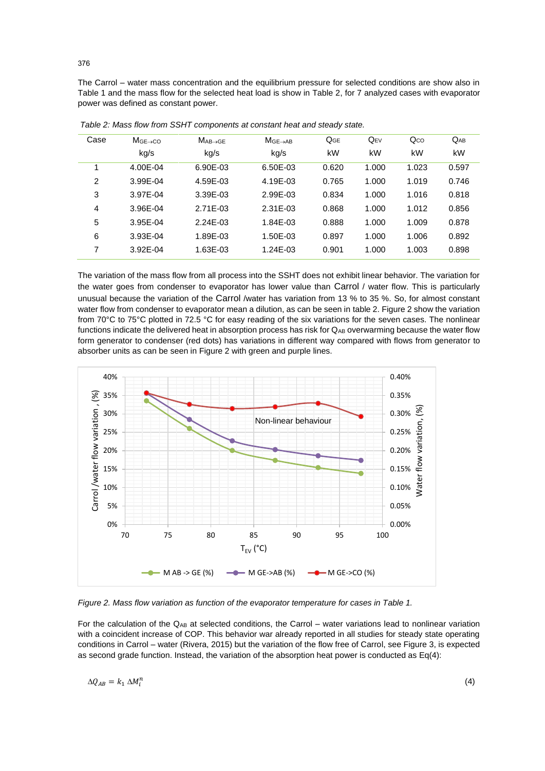The Carrol – water mass concentration and the equilibrium pressure for selected conditions are show also in Table 1 and the mass flow for the selected heat load is show in Table 2, for 7 analyzed cases with evaporator power was defined as constant power.

*Table 2: Mass flow from SSHT components at constant heat and steady state.*

| Case | $M_{GE\rightarrow CO}$ | $M_{AB\rightarrow GE}$ | $M_{GE\rightarrow AB}$ | $Q_{GE}$ | $Q_{EV}$ | $Q_{CO}$ | $Q_{AB}$ |
|---|---|---|---|---|---|---|---|
| | kg/s | kg/s | kg/s | kW | kW | kW | kW |
| 1 | 4.00E-04 | 6.90E-03 | 6.50E-03 | 0.620 | 1.000 | 1.023 | 0.597 |
| 2 | 3.99E-04 | 4.59E-03 | 4.19E-03 | 0.765 | 1.000 | 1.019 | 0.746 |
| 3 | 3.97E-04 | 3.39E-03 | 2.99E-03 | 0.834 | 1.000 | 1.016 | 0.818 |
| 4 | 3.96E-04 | 2.71E-03 | 2.31E-03 | 0.868 | 1.000 | 1.012 | 0.856 |
| 5 | 3.95E-04 | 2.24E-03 | 1.84E-03 | 0.888 | 1.000 | 1.009 | 0.878 |
| 6 | 3.93E-04 | 1.89E-03 | 1.50E-03 | 0.897 | 1.000 | 1.006 | 0.892 |
| 7 | 3.92E-04 | 1.63E-03 | 1.24E-03 | 0.901 | 1.000 | 1.003 | 0.898 |

The variation of the mass flow from all process into the SSHT does not exhibit linear behavior. The variation for the water goes from condenser to evaporator has lower value than Carrol / water flow. This is particularly unusual because the variation of the Carrol /water has variation from 13 % to 35 %. So, for almost constant water flow from condenser to evaporator mean a dilution, as can be seen in table 2. Figure 2 show the variation from 70°C to 75°C plotted in 72.5 °C for easy reading of the six variations for the seven cases. The nonlinear functions indicate the delivered heat in absorption process has risk for $Q_{AB}$ overwarming because the water flow form generator to condenser (red dots) has variations in different way compared with flows from generator to absorber units as can be seen in Figure 2 with green and purple lines.

*Figure 2. Mass flow variation as function of the evaporator temperature for cases in Table 1.*

For the calculation of the $Q_{AB}$ at selected conditions, the Carrol – water variations lead to nonlinear variation with a coincident increase of COP. This behavior war already reported in all studies for steady state operating conditions in Carrol – water (Rivera, 2015) but the variation of the flow free of Carrol, see Figure 3, is expected as second grade function. Instead, the variation of the absorption heat power is conducted as Eq(4):

$$\Delta Q_{AB} = k_1 \, \Delta M_i^n \tag{4}$$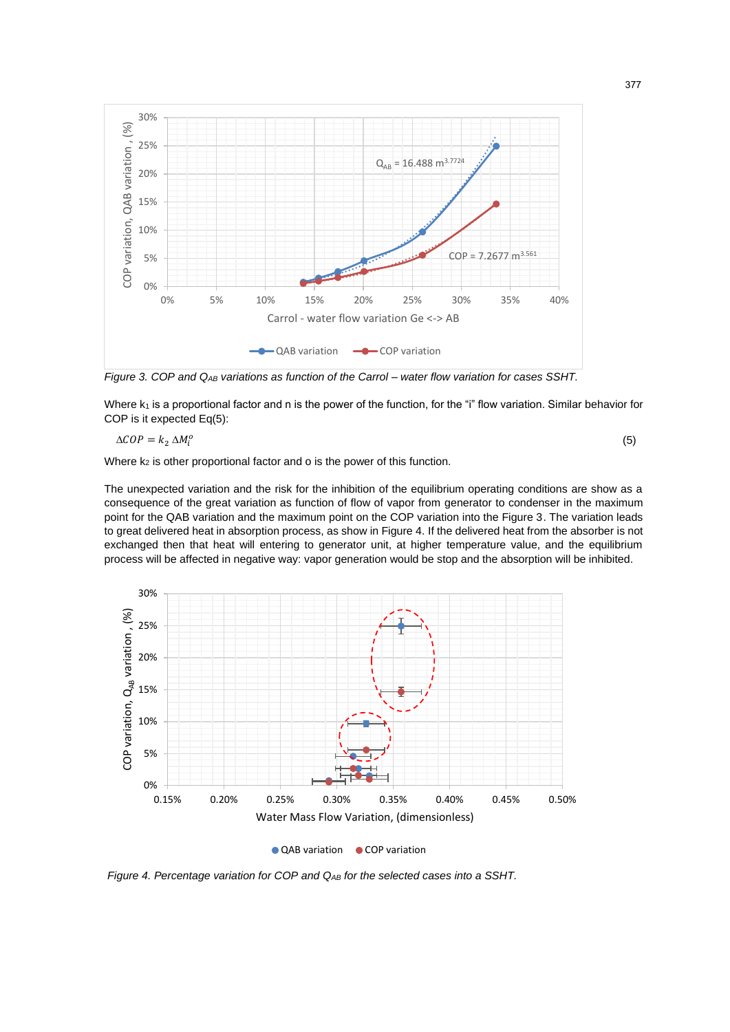*Figure 3. COP and $Q_{AB}$ variations as function of the Carrol – water flow variation for cases SSHT.*

Where $k_1$ is a proportional factor and n is the power of the function, for the "i" flow variation. Similar behavior for COP is it expected Eq(5):

$$\Delta COP = k_2 \, \Delta M_i^o \tag{5}$$

Where $k_2$ is other proportional factor and o is the power of this function.

The unexpected variation and the risk for the inhibition of the equilibrium operating conditions are show as a consequence of the great variation as function of flow of vapor from generator to condenser in the maximum point for the QAB variation and the maximum point on the COP variation into the Figure 3. The variation leads to great delivered heat in absorption process, as show in Figure 4. If the delivered heat from the absorber is not exchanged then that heat will entering to generator unit, at higher temperature value, and the equilibrium process will be affected in negative way: vapor generation would be stop and the absorption will be inhibited.

*Figure 4. Percentage variation for COP and $Q_{AB}$ for the selected cases into a SSHT.*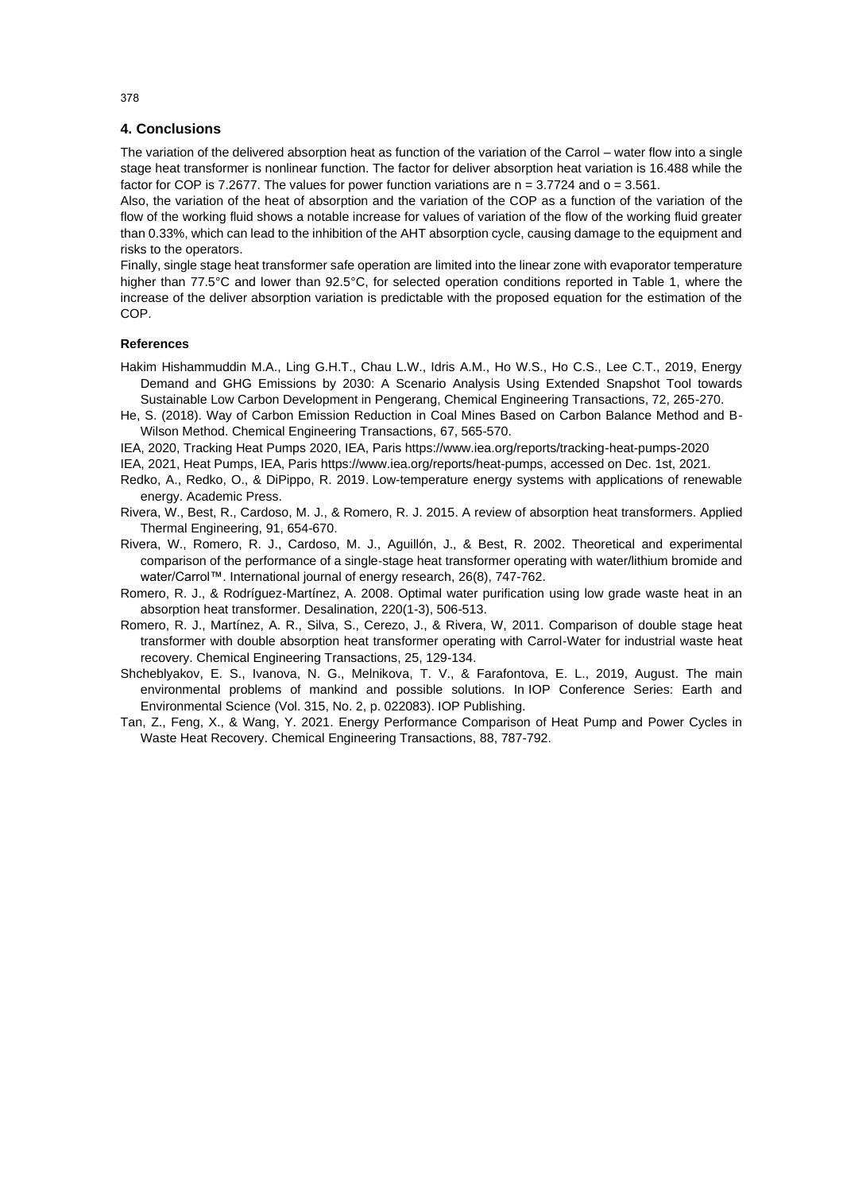## 4. Conclusions

The variation of the delivered absorption heat as function of the variation of the Carrol – water flow into a single stage heat transformer is nonlinear function. The factor for deliver absorption heat variation is 16.488 while the factor for COP is 7.2677. The values for power function variations are $n = 3.7724$ and $o = 3.561$.

Also, the variation of the heat of absorption and the variation of the COP as a function of the variation of the flow of the working fluid shows a notable increase for values of variation of the flow of the working fluid greater than 0.33%, which can lead to the inhibition of the AHT absorption cycle, causing damage to the equipment and risks to the operators.

Finally, single stage heat transformer safe operation are limited into the linear zone with evaporator temperature higher than 77.5°C and lower than 92.5°C, for selected operation conditions reported in Table 1, where the increase of the deliver absorption variation is predictable with the proposed equation for the estimation of the COP.

### References

Hakim Hishammuddin M.A., Ling G.H.T., Chau L.W., Idris A.M., Ho W.S., Ho C.S., Lee C.T., 2019, Energy Demand and GHG Emissions by 2030: A Scenario Analysis Using Extended Snapshot Tool towards Sustainable Low Carbon Development in Pengerang, Chemical Engineering Transactions, 72, 265-270.

He, S. (2018). Way of Carbon Emission Reduction in Coal Mines Based on Carbon Balance Method and B-Wilson Method. Chemical Engineering Transactions, 67, 565-570.

IEA, 2020, Tracking Heat Pumps 2020, IEA, Paris https://www.iea.org/reports/tracking-heat-pumps-2020

IEA, 2021, Heat Pumps, IEA, Paris https://www.iea.org/reports/heat-pumps, accessed on Dec. 1st, 2021.

Redko, A., Redko, O., & DiPippo, R. 2019. Low-temperature energy systems with applications of renewable energy. Academic Press.

Rivera, W., Best, R., Cardoso, M. J., & Romero, R. J. 2015. A review of absorption heat transformers. Applied Thermal Engineering, 91, 654-670.

Rivera, W., Romero, R. J., Cardoso, M. J., Aguillón, J., & Best, R. 2002. Theoretical and experimental comparison of the performance of a single-stage heat transformer operating with water/lithium bromide and water/Carrol™. International journal of energy research, 26(8), 747-762.

Romero, R. J., & Rodríguez-Martínez, A. 2008. Optimal water purification using low grade waste heat in an absorption heat transformer. Desalination, 220(1-3), 506-513.

Romero, R. J., Martínez, A. R., Silva, S., Cerezo, J., & Rivera, W, 2011. Comparison of double stage heat transformer with double absorption heat transformer operating with Carrol-Water for industrial waste heat recovery. Chemical Engineering Transactions, 25, 129-134.

Shcheblyakov, E. S., Ivanova, N. G., Melnikova, T. V., & Farafontova, E. L., 2019, August. The main environmental problems of mankind and possible solutions. In IOP Conference Series: Earth and Environmental Science (Vol. 315, No. 2, p. 022083). IOP Publishing.

Tan, Z., Feng, X., & Wang, Y. 2021. Energy Performance Comparison of Heat Pump and Power Cycles in Waste Heat Recovery. Chemical Engineering Transactions, 88, 787-792.